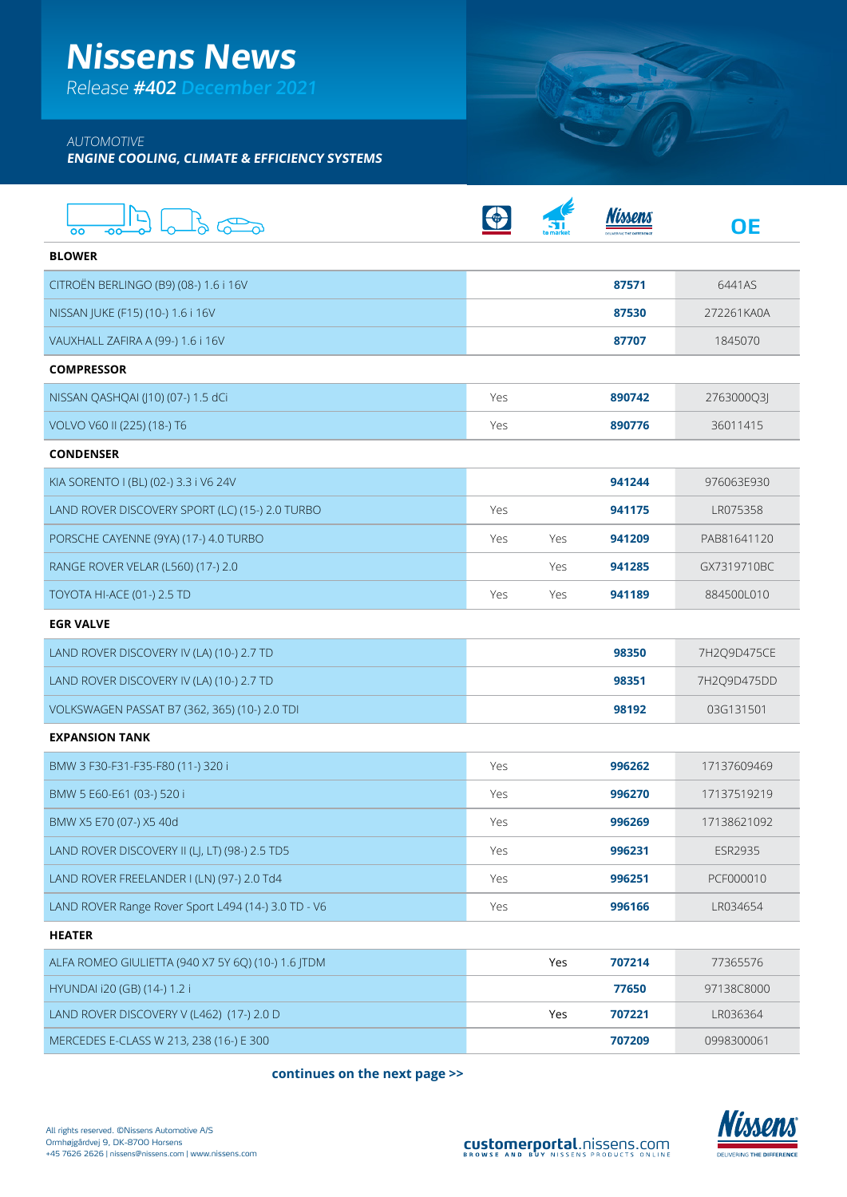# Nissens News

*Release **#402** December 2021*

*AUTOMOTIVE*
***ENGINE COOLING, CLIMATE & EFFICIENCY SYSTEMS***

| | | to market | Nissens | OE |
|---|---|---|---|---|
| **BLOWER** | | | | |
| CITROËN BERLINGO (B9) (08-) 1.6 i 16V | | | **87571** | 6441AS |
| NISSAN JUKE (F15) (10-) 1.6 i 16V | | | **87530** | 272261KA0A |
| VAUXHALL ZAFIRA A (99-) 1.6 i 16V | | | **87707** | 1845070 |
| **COMPRESSOR** | | | | |
| NISSAN QASHQAI (J10) (07-) 1.5 dCi | Yes | | **890742** | 2763000Q3J |
| VOLVO V60 II (225) (18-) T6 | Yes | | **890776** | 36011415 |
| **CONDENSER** | | | | |
| KIA SORENTO I (BL) (02-) 3.3 i V6 24V | | | **941244** | 976063E930 |
| LAND ROVER DISCOVERY SPORT (LC) (15-) 2.0 TURBO | Yes | | **941175** | LR075358 |
| PORSCHE CAYENNE (9YA) (17-) 4.0 TURBO | Yes | Yes | **941209** | PAB81641120 |
| RANGE ROVER VELAR (L560) (17-) 2.0 | | Yes | **941285** | GX7319710BC |
| TOYOTA HI-ACE (01-) 2.5 TD | Yes | Yes | **941189** | 884500L010 |
| **EGR VALVE** | | | | |
| LAND ROVER DISCOVERY IV (LA) (10-) 2.7 TD | | | **98350** | 7H2Q9D475CE |
| LAND ROVER DISCOVERY IV (LA) (10-) 2.7 TD | | | **98351** | 7H2Q9D475DD |
| VOLKSWAGEN PASSAT B7 (362, 365) (10-) 2.0 TDI | | | **98192** | 03G131501 |
| **EXPANSION TANK** | | | | |
| BMW 3 F30-F31-F35-F80 (11-) 320 i | Yes | | **996262** | 17137609469 |
| BMW 5 E60-E61 (03-) 520 i | Yes | | **996270** | 17137519219 |
| BMW X5 E70 (07-) X5 40d | Yes | | **996269** | 17138621092 |
| LAND ROVER DISCOVERY II (LJ, LT) (98-) 2.5 TD5 | Yes | | **996231** | ESR2935 |
| LAND ROVER FREELANDER I (LN) (97-) 2.0 Td4 | Yes | | **996251** | PCF000010 |
| LAND ROVER Range Rover Sport L494 (14-) 3.0 TD - V6 | Yes | | **996166** | LR034654 |
| **HEATER** | | | | |
| ALFA ROMEO GIULIETTA (940 X7 5Y 6Q) (10-) 1.6 JTDM | | Yes | **707214** | 77365576 |
| HYUNDAI i20 (GB) (14-) 1.2 i | | | **77650** | 97138C8000 |
| LAND ROVER DISCOVERY V (L462) (17-) 2.0 D | | Yes | **707221** | LR036364 |
| MERCEDES E-CLASS W 213, 238 (16-) E 300 | | | **707209** | 0998300061 |

**continues on the next page >>**

All rights reserved. ©Nissens Automotive A/S
Ormhøjgårdvej 9, DK-8700 Horsens
+45 7626 2626 | nissens@nissens.com | www.nissens.com

**customerportal**.nissens.com
BROWSE AND BUY NISSENS PRODUCTS ONLINE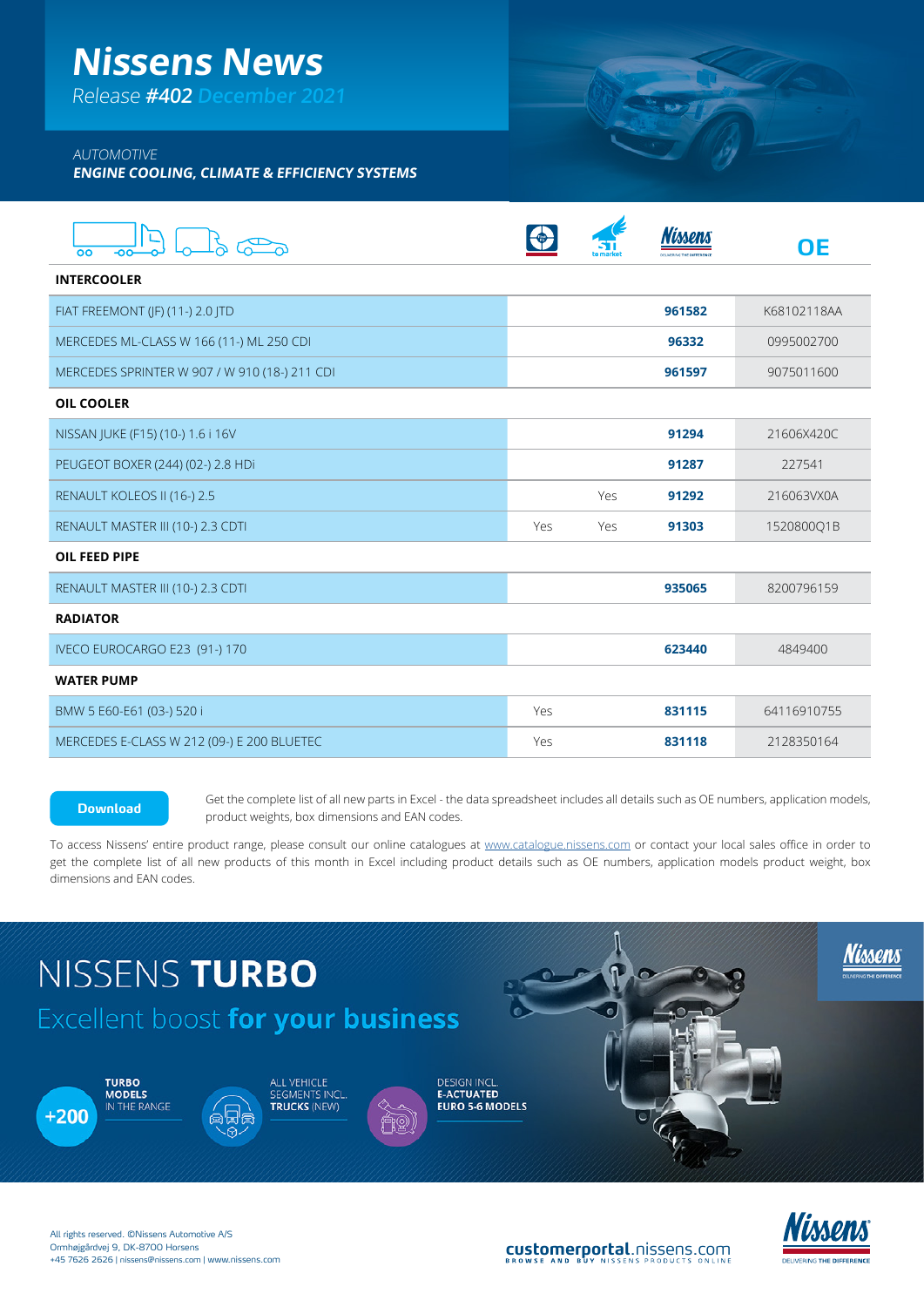# Nissens News

*Release **#402** December 2021*

*AUTOMOTIVE*
***ENGINE COOLING, CLIMATE & EFFICIENCY SYSTEMS***

| | | | Nissens | OE |
|---|---|---|---|---|
| **INTERCOOLER** | | | | |
| FIAT FREEMONT (JF) (11-) 2.0 JTD | | | **961582** | K68102118AA |
| MERCEDES ML-CLASS W 166 (11-) ML 250 CDI | | | **96332** | 0995002700 |
| MERCEDES SPRINTER W 907 / W 910 (18-) 211 CDI | | | **961597** | 9075011600 |
| **OIL COOLER** | | | | |
| NISSAN JUKE (F15) (10-) 1.6 i 16V | | | **91294** | 21606X420C |
| PEUGEOT BOXER (244) (02-) 2.8 HDi | | | **91287** | 227541 |
| RENAULT KOLEOS II (16-) 2.5 | | Yes | **91292** | 216063VX0A |
| RENAULT MASTER III (10-) 2.3 CDTI | Yes | Yes | **91303** | 1520800Q1B |
| **OIL FEED PIPE** | | | | |
| RENAULT MASTER III (10-) 2.3 CDTI | | | **935065** | 8200796159 |
| **RADIATOR** | | | | |
| IVECO EUROCARGO E23 (91-) 170 | | | **623440** | 4849400 |
| **WATER PUMP** | | | | |
| BMW 5 E60-E61 (03-) 520 i | Yes | | **831115** | 64116910755 |
| MERCEDES E-CLASS W 212 (09-) E 200 BLUETEC | Yes | | **831118** | 2128350164 |

**Download**

Get the complete list of all new parts in Excel - the data spreadsheet includes all details such as OE numbers, application models, product weights, box dimensions and EAN codes.

To access Nissens' entire product range, please consult our online catalogues at www.catalogue.nissens.com or contact your local sales office in order to get the complete list of all new products of this month in Excel including product details such as OE numbers, application models product weight, box dimensions and EAN codes.

## NISSENS **TURBO**

Excellent boost **for your business**

+200 **TURBO MODELS** IN THE RANGE

ALL VEHICLE SEGMENTS INCL. **TRUCKS** (NEW)

DESIGN INCL. **E-ACTUATED EURO 5-6 MODELS**

All rights reserved. ©Nissens Automotive A/S
Ormhøjgårdvej 9, DK-8700 Horsens
+45 7626 2626 | nissens@nissens.com | www.nissens.com

**customerportal**.nissens.com
BROWSE AND BUY NISSENS PRODUCTS ONLINE

Nissens DELIVERING THE DIFFERENCE